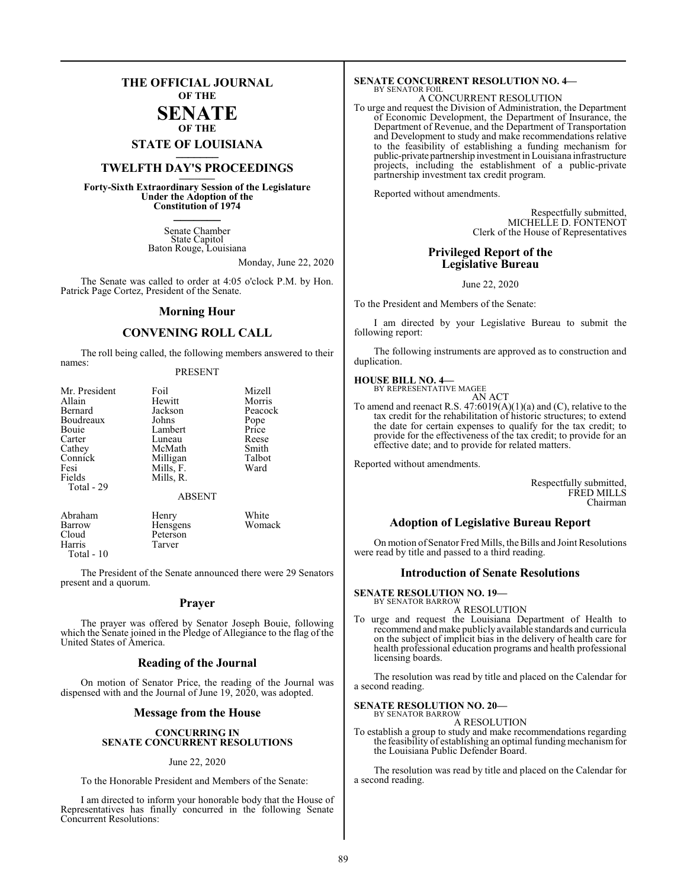# THE OFFICIAL JOURNAL OF THE SENATE OF THE STATE OF LOUISIANA

## TWELFTH DAY'S PROCEEDINGS

**Forty-Sixth Extraordinary Session of the Legislature Under the Adoption of the Constitution of 1974**

Senate Chamber
State Capitol
Baton Rouge, Louisiana

Monday, June 22, 2020

The Senate was called to order at 4:05 o'clock P.M. by Hon. Patrick Page Cortez, President of the Senate.

## Morning Hour

## CONVENING ROLL CALL

The roll being called, the following members answered to their names:

PRESENT

| | | |
|---|---|---|
| Mr. President | Foil | Mizell |
| Allain | Hewitt | Morris |
| Bernard | Jackson | Peacock |
| Boudreaux | Johns | Pope |
| Bouie | Lambert | Price |
| Carter | Luneau | Reese |
| Cathey | McMath | Smith |
| Connick | Milligan | Talbot |
| Fesi | Mills, F. | Ward |
| Fields | Mills, R. | |

Total - 29

ABSENT

| | | |
|---|---|---|
| Abraham | Henry | White |
| Barrow | Hensgens | Womack |
| Cloud | Peterson | |
| Harris | Tarver | |

Total - 10

The President of the Senate announced there were 29 Senators present and a quorum.

## Prayer

The prayer was offered by Senator Joseph Bouie, following which the Senate joined in the Pledge of Allegiance to the flag of the United States of America.

## Reading of the Journal

On motion of Senator Price, the reading of the Journal was dispensed with and the Journal of June 19, 2020, was adopted.

## Message from the House

**CONCURRING IN SENATE CONCURRENT RESOLUTIONS**

June 22, 2020

To the Honorable President and Members of the Senate:

I am directed to inform your honorable body that the House of Representatives has finally concurred in the following Senate Concurrent Resolutions:

**SENATE CONCURRENT RESOLUTION NO. 4—**
BY SENATOR FOIL

A CONCURRENT RESOLUTION

To urge and request the Division of Administration, the Department of Economic Development, the Department of Insurance, the Department of Revenue, and the Department of Transportation and Development to study and make recommendations relative to the feasibility of establishing a funding mechanism for public-private partnership investment in Louisiana infrastructure projects, including the establishment of a public-private partnership investment tax credit program.

Reported without amendments.

Respectfully submitted,
MICHELLE D. FONTENOT
Clerk of the House of Representatives

## Privileged Report of the Legislative Bureau

June 22, 2020

To the President and Members of the Senate:

I am directed by your Legislative Bureau to submit the following report:

The following instruments are approved as to construction and duplication.

**HOUSE BILL NO. 4—**
BY REPRESENTATIVE MAGEE

AN ACT

To amend and reenact R.S. 47:6019(A)(1)(a) and (C), relative to the tax credit for the rehabilitation of historic structures; to extend the date for certain expenses to qualify for the tax credit; to provide for the effectiveness of the tax credit; to provide for an effective date; and to provide for related matters.

Reported without amendments.

Respectfully submitted,
FRED MILLS
Chairman

## Adoption of Legislative Bureau Report

On motion of Senator Fred Mills, the Bills and Joint Resolutions were read by title and passed to a third reading.

## Introduction of Senate Resolutions

**SENATE RESOLUTION NO. 19—**
BY SENATOR BARROW

A RESOLUTION

To urge and request the Louisiana Department of Health to recommend and make publicly available standards and curricula on the subject of implicit bias in the delivery of health care for health professional education programs and health professional licensing boards.

The resolution was read by title and placed on the Calendar for a second reading.

**SENATE RESOLUTION NO. 20—**
BY SENATOR BARROW

A RESOLUTION

To establish a group to study and make recommendations regarding the feasibility of establishing an optimal funding mechanism for the Louisiana Public Defender Board.

The resolution was read by title and placed on the Calendar for a second reading.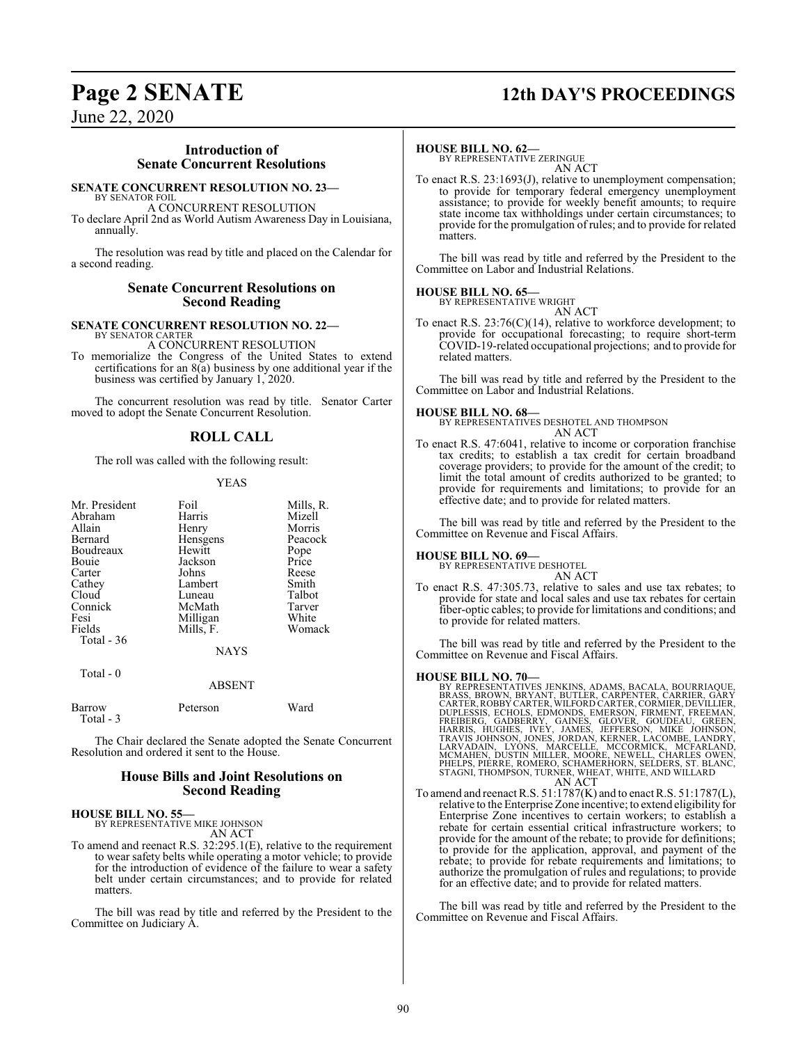## Introduction of Senate Concurrent Resolutions

**SENATE CONCURRENT RESOLUTION NO. 23—**
BY SENATOR FOIL

A CONCURRENT RESOLUTION

To declare April 2nd as World Autism Awareness Day in Louisiana, annually.

The resolution was read by title and placed on the Calendar for a second reading.

## Senate Concurrent Resolutions on Second Reading

**SENATE CONCURRENT RESOLUTION NO. 22—**
BY SENATOR CARTER

A CONCURRENT RESOLUTION

To memorialize the Congress of the United States to extend certifications for an 8(a) business by one additional year if the business was certified by January 1, 2020.

The concurrent resolution was read by title. Senator Carter moved to adopt the Senate Concurrent Resolution.

## ROLL CALL

The roll was called with the following result:

YEAS

| | | |
|---|---|---|
| Mr. President | Foil | Mills, R. |
| Abraham | Harris | Mizell |
| Allain | Henry | Morris |
| Bernard | Hensgens | Peacock |
| Boudreaux | Hewitt | Pope |
| Bouie | Jackson | Price |
| Carter | Johns | Reese |
| Cathey | Lambert | Smith |
| Cloud | Luneau | Talbot |
| Connick | McMath | Tarver |
| Fesi | Milligan | White |
| Fields | Mills, F. | Womack |

Total - 36

NAYS

Total - 0

ABSENT

| | | |
|---|---|---|
| Barrow | Peterson | Ward |

Total - 3

The Chair declared the Senate adopted the Senate Concurrent Resolution and ordered it sent to the House.

## House Bills and Joint Resolutions on Second Reading

**HOUSE BILL NO. 55—**
BY REPRESENTATIVE MIKE JOHNSON

AN ACT

To amend and reenact R.S. 32:295.1(E), relative to the requirement to wear safety belts while operating a motor vehicle; to provide for the introduction of evidence of the failure to wear a safety belt under certain circumstances; and to provide for related matters.

The bill was read by title and referred by the President to the Committee on Judiciary A.

**HOUSE BILL NO. 62—**
BY REPRESENTATIVE ZERINGUE

AN ACT

To enact R.S. 23:1693(J), relative to unemployment compensation; to provide for temporary federal emergency unemployment assistance; to provide for weekly benefit amounts; to require state income tax withholdings under certain circumstances; to provide for the promulgation of rules; and to provide for related matters.

The bill was read by title and referred by the President to the Committee on Labor and Industrial Relations.

**HOUSE BILL NO. 65—**
BY REPRESENTATIVE WRIGHT

AN ACT

To enact R.S. 23:76(C)(14), relative to workforce development; to provide for occupational forecasting; to require short-term COVID-19-related occupational projections; and to provide for related matters.

The bill was read by title and referred by the President to the Committee on Labor and Industrial Relations.

**HOUSE BILL NO. 68—**
BY REPRESENTATIVES DESHOTEL AND THOMPSON

AN ACT

To enact R.S. 47:6041, relative to income or corporation franchise tax credits; to establish a tax credit for certain broadband coverage providers; to provide for the amount of the credit; to limit the total amount of credits authorized to be granted; to provide for requirements and limitations; to provide for an effective date; and to provide for related matters.

The bill was read by title and referred by the President to the Committee on Revenue and Fiscal Affairs.

**HOUSE BILL NO. 69—**
BY REPRESENTATIVE DESHOTEL

AN ACT

To enact R.S. 47:305.73, relative to sales and use tax rebates; to provide for state and local sales and use tax rebates for certain fiber-optic cables; to provide for limitations and conditions; and to provide for related matters.

The bill was read by title and referred by the President to the Committee on Revenue and Fiscal Affairs.

**HOUSE BILL NO. 70—**
BY REPRESENTATIVES JENKINS, ADAMS, BACALA, BOURRIAQUE, BRASS, BROWN, BRYANT, BUTLER, CARPENTER, CARRIER, GARY CARTER, ROBBY CARTER, WILFORD CARTER, CORMIER, DEVILLIER, DUPLESSIS, ECHOLS, EDMONDS, EMERSON, FIRMENT, FREEMAN, FREIBERG, GADBERRY, GAINES, GLOVER, GOUDEAU, GREEN, HARRIS, HUGHES, IVEY, JAMES, JEFFERSON, MIKE JOHNSON, TRAVIS JOHNSON, JONES, JORDAN, KERNER, LACOMBE, LANDRY, LARVADAIN, LYONS, MARCELLE, MCCORMICK, MCFARLAND, MCMAHEN, DUSTIN MILLER, MOORE, NEWELL, CHARLES OWEN, PHELPS, PIERRE, ROMERO, SCHAMERHORN, SELDERS, ST. BLANC, STAGNI, THOMPSON, TURNER, WHEAT, WHITE, AND WILLARD

AN ACT

To amend and reenact R.S. 51:1787(K) and to enact R.S. 51:1787(L), relative to the Enterprise Zone incentive; to extend eligibility for Enterprise Zone incentives to certain workers; to establish a rebate for certain essential critical infrastructure workers; to provide for the amount of the rebate; to provide for definitions; to provide for the application, approval, and payment of the rebate; to provide for rebate requirements and limitations; to authorize the promulgation of rules and regulations; to provide for an effective date; and to provide for related matters.

The bill was read by title and referred by the President to the Committee on Revenue and Fiscal Affairs.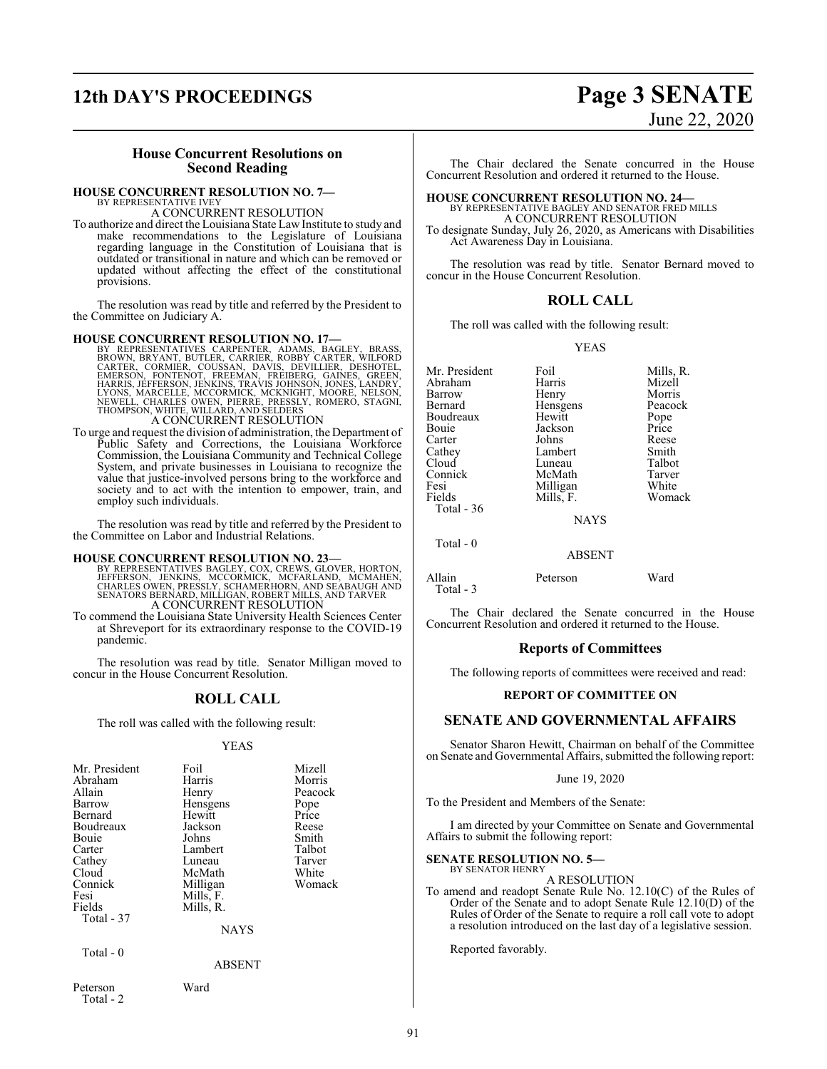## House Concurrent Resolutions on Second Reading

**HOUSE CONCURRENT RESOLUTION NO. 7—**
BY REPRESENTATIVE IVEY

A CONCURRENT RESOLUTION

To authorize and direct the Louisiana State Law Institute to study and make recommendations to the Legislature of Louisiana regarding language in the Constitution of Louisiana that is outdated or transitional in nature and which can be removed or updated without affecting the effect of the constitutional provisions.

The resolution was read by title and referred by the President to the Committee on Judiciary A.

**HOUSE CONCURRENT RESOLUTION NO. 17—**
BY REPRESENTATIVES CARPENTER, ADAMS, BAGLEY, BRASS, BROWN, BRYANT, BUTLER, CARRIER, ROBBY CARTER, WILFORD CARTER, CORMIER, COUSSAN, DAVIS, DEVILLIER, DESHOTEL, EMERSON, FONTENOT, FREEMAN, FREIBERG, GAINES, GREEN, HARRIS, JEFFERSON, JENKINS, TRAVIS JOHNSON, JONES, LANDRY, LYONS, MARCELLE, MCCORMICK, MCKNIGHT, MOORE, NELSON, NEWELL, CHARLES OWEN, PIERRE, PRESSLY, ROMERO, STAGNI, THOMPSON, WHITE, WILLARD, AND SELDERS

A CONCURRENT RESOLUTION

To urge and request the division of administration, the Department of Public Safety and Corrections, the Louisiana Workforce Commission, the Louisiana Community and Technical College System, and private businesses in Louisiana to recognize the value that justice-involved persons bring to the workforce and society and to act with the intention to empower, train, and employ such individuals.

The resolution was read by title and referred by the President to the Committee on Labor and Industrial Relations.

**HOUSE CONCURRENT RESOLUTION NO. 23—**
BY REPRESENTATIVES BAGLEY, COX, CREWS, GLOVER, HORTON, JEFFERSON, JENKINS, MCCORMICK, MCFARLAND, MCMAHEN, CHARLES OWEN, PRESSLY, SCHAMERHORN, AND SEABAUGH AND SENATORS BERNARD, MILLIGAN, ROBERT MILLS, AND TARVER

A CONCURRENT RESOLUTION

To commend the Louisiana State University Health Sciences Center at Shreveport for its extraordinary response to the COVID-19 pandemic.

The resolution was read by title. Senator Milligan moved to concur in the House Concurrent Resolution.

## ROLL CALL

The roll was called with the following result:

YEAS

| | | |
|---|---|---|
| Mr. President | Foil | Mizell |
| Abraham | Harris | Morris |
| Allain | Henry | Peacock |
| Barrow | Hensgens | Pope |
| Bernard | Hewitt | Price |
| Boudreaux | Jackson | Reese |
| Bouie | Johns | Smith |
| Carter | Lambert | Talbot |
| Cathey | Luneau | Tarver |
| Cloud | McMath | White |
| Connick | Milligan | Womack |
| Fesi | Mills, F. | |
| Fields | Mills, R. | |
| Total - 37 | | |

NAYS

Total - 0

ABSENT

| | |
|---|---|
| Peterson | Ward |
| Total - 2 | |

The Chair declared the Senate concurred in the House Concurrent Resolution and ordered it returned to the House.

**HOUSE CONCURRENT RESOLUTION NO. 24—**
BY REPRESENTATIVE BAGLEY AND SENATOR FRED MILLS

A CONCURRENT RESOLUTION

To designate Sunday, July 26, 2020, as Americans with Disabilities Act Awareness Day in Louisiana.

The resolution was read by title. Senator Bernard moved to concur in the House Concurrent Resolution.

## ROLL CALL

The roll was called with the following result:

YEAS

| | | |
|---|---|---|
| Mr. President | Foil | Mills, R. |
| Abraham | Harris | Mizell |
| Barrow | Henry | Morris |
| Bernard | Hensgens | Peacock |
| Boudreaux | Hewitt | Pope |
| Bouie | Jackson | Price |
| Carter | Johns | Reese |
| Cathey | Lambert | Smith |
| Cloud | Luneau | Talbot |
| Connick | McMath | Tarver |
| Fesi | Milligan | White |
| Fields | Mills, F. | Womack |
| Total - 36 | | |

NAYS

Total - 0

ABSENT

| | | |
|---|---|---|
| Allain | Peterson | Ward |
| Total - 3 | | |

The Chair declared the Senate concurred in the House Concurrent Resolution and ordered it returned to the House.

## Reports of Committees

The following reports of committees were received and read:

**REPORT OF COMMITTEE ON**

## SENATE AND GOVERNMENTAL AFFAIRS

Senator Sharon Hewitt, Chairman on behalf of the Committee on Senate and Governmental Affairs, submitted the following report:

June 19, 2020

To the President and Members of the Senate:

I am directed by your Committee on Senate and Governmental Affairs to submit the following report:

**SENATE RESOLUTION NO. 5—**
BY SENATOR HENRY

A RESOLUTION

To amend and readopt Senate Rule No. 12.10(C) of the Rules of Order of the Senate and to adopt Senate Rule 12.10(D) of the Rules of Order of the Senate to require a roll call vote to adopt a resolution introduced on the last day of a legislative session.

Reported favorably.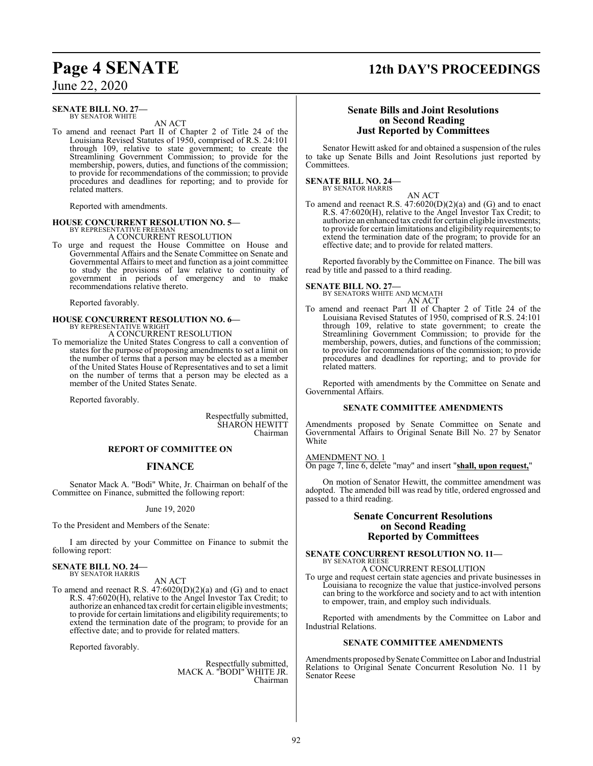**SENATE BILL NO. 27—**
BY SENATOR WHITE

AN ACT

To amend and reenact Part II of Chapter 2 of Title 24 of the Louisiana Revised Statutes of 1950, comprised of R.S. 24:101 through 109, relative to state government; to create the Streamlining Government Commission; to provide for the membership, powers, duties, and functions of the commission; to provide for recommendations of the commission; to provide procedures and deadlines for reporting; and to provide for related matters.

Reported with amendments.

**HOUSE CONCURRENT RESOLUTION NO. 5—**
BY REPRESENTATIVE FREEMAN

A CONCURRENT RESOLUTION

To urge and request the House Committee on House and Governmental Affairs and the Senate Committee on Senate and Governmental Affairs to meet and function as a joint committee to study the provisions of law relative to continuity of government in periods of emergency and to make recommendations relative thereto.

Reported favorably.

**HOUSE CONCURRENT RESOLUTION NO. 6—**
BY REPRESENTATIVE WRIGHT

A CONCURRENT RESOLUTION

To memorialize the United States Congress to call a convention of states for the purpose of proposing amendments to set a limit on the number of terms that a person may be elected as a member of the United States House of Representatives and to set a limit on the number of terms that a person may be elected as a member of the United States Senate.

Reported favorably.

Respectfully submitted,
SHARON HEWITT
Chairman

**REPORT OF COMMITTEE ON**

## FINANCE

Senator Mack A. "Bodi" White, Jr. Chairman on behalf of the Committee on Finance, submitted the following report:

June 19, 2020

To the President and Members of the Senate:

I am directed by your Committee on Finance to submit the following report:

**SENATE BILL NO. 24—**
BY SENATOR HARRIS

AN ACT

To amend and reenact R.S. 47:6020(D)(2)(a) and (G) and to enact R.S. 47:6020(H), relative to the Angel Investor Tax Credit; to authorize an enhanced tax credit for certain eligible investments; to provide for certain limitations and eligibility requirements; to extend the termination date of the program; to provide for an effective date; and to provide for related matters.

Reported favorably.

Respectfully submitted,
MACK A. "BODI" WHITE JR.
Chairman

## Senate Bills and Joint Resolutions on Second Reading Just Reported by Committees

Senator Hewitt asked for and obtained a suspension of the rules to take up Senate Bills and Joint Resolutions just reported by Committees.

**SENATE BILL NO. 24—**
BY SENATOR HARRIS

AN ACT

To amend and reenact R.S. 47:6020(D)(2)(a) and (G) and to enact R.S. 47:6020(H), relative to the Angel Investor Tax Credit; to authorize an enhanced tax credit for certain eligible investments; to provide for certain limitations and eligibility requirements; to extend the termination date of the program; to provide for an effective date; and to provide for related matters.

Reported favorably by the Committee on Finance. The bill was read by title and passed to a third reading.

**SENATE BILL NO. 27—**
BY SENATORS WHITE AND MCMATH

AN ACT

To amend and reenact Part II of Chapter 2 of Title 24 of the Louisiana Revised Statutes of 1950, comprised of R.S. 24:101 through 109, relative to state government; to create the Streamlining Government Commission; to provide for the membership, powers, duties, and functions of the commission; to provide for recommendations of the commission; to provide procedures and deadlines for reporting; and to provide for related matters.

Reported with amendments by the Committee on Senate and Governmental Affairs.

**SENATE COMMITTEE AMENDMENTS**

Amendments proposed by Senate Committee on Senate and Governmental Affairs to Original Senate Bill No. 27 by Senator White

AMENDMENT NO. 1
On page 7, line 6, delete "may" and insert "**shall, upon request,**"

On motion of Senator Hewitt, the committee amendment was adopted. The amended bill was read by title, ordered engrossed and passed to a third reading.

## Senate Concurrent Resolutions on Second Reading Reported by Committees

**SENATE CONCURRENT RESOLUTION NO. 11—**
BY SENATOR REESE

A CONCURRENT RESOLUTION

To urge and request certain state agencies and private businesses in Louisiana to recognize the value that justice-involved persons can bring to the workforce and society and to act with intention to empower, train, and employ such individuals.

Reported with amendments by the Committee on Labor and Industrial Relations.

**SENATE COMMITTEE AMENDMENTS**

Amendments proposed by Senate Committee on Labor and Industrial Relations to Original Senate Concurrent Resolution No. 11 by Senator Reese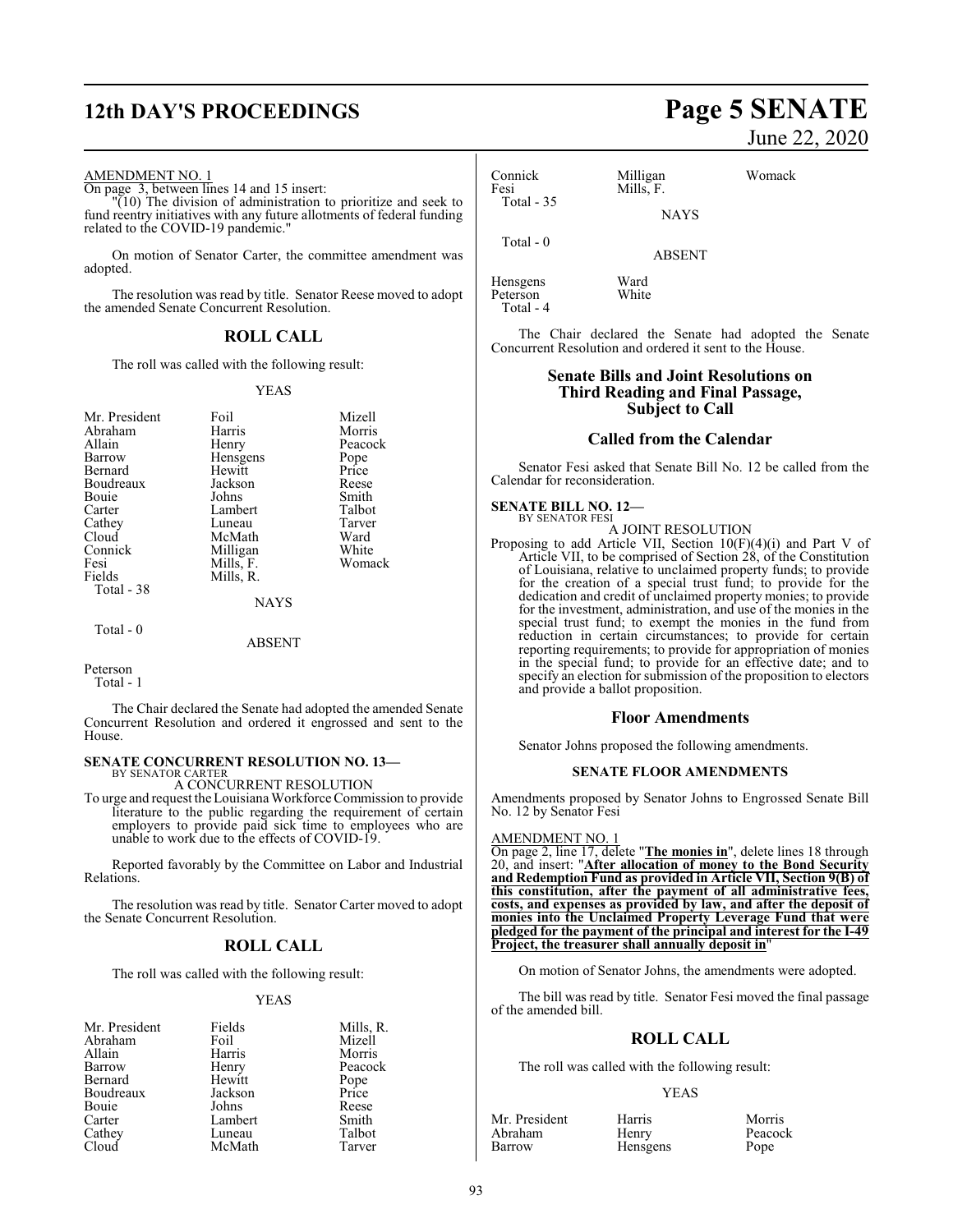AMENDMENT NO. 1

On page 3, between lines 14 and 15 insert:

"(10) The division of administration to prioritize and seek to fund reentry initiatives with any future allotments of federal funding related to the COVID-19 pandemic."

On motion of Senator Carter, the committee amendment was adopted.

The resolution was read by title. Senator Reese moved to adopt the amended Senate Concurrent Resolution.

## ROLL CALL

The roll was called with the following result:

YEAS

| | | |
|---|---|---|
| Mr. President | Foil | Mizell |
| Abraham | Harris | Morris |
| Allain | Henry | Peacock |
| Barrow | Hensgens | Pope |
| Bernard | Hewitt | Price |
| Boudreaux | Jackson | Reese |
| Bouie | Johns | Smith |
| Carter | Lambert | Talbot |
| Cathey | Luneau | Tarver |
| Cloud | McMath | Ward |
| Connick | Milligan | White |
| Fesi | Mills, F. | Womack |
| Fields | Mills, R. | |

Total - 38

NAYS

Total - 0

ABSENT

Peterson

Total - 1

The Chair declared the Senate had adopted the amended Senate Concurrent Resolution and ordered it engrossed and sent to the House.

**SENATE CONCURRENT RESOLUTION NO. 13—**
BY SENATOR CARTER

A CONCURRENT RESOLUTION

To urge and request the Louisiana Workforce Commission to provide literature to the public regarding the requirement of certain employers to provide paid sick time to employees who are unable to work due to the effects of COVID-19.

Reported favorably by the Committee on Labor and Industrial Relations.

The resolution was read by title. Senator Carter moved to adopt the Senate Concurrent Resolution.

## ROLL CALL

The roll was called with the following result:

YEAS

| | | |
|---|---|---|
| Mr. President | Fields | Mills, R. |
| Abraham | Foil | Mizell |
| Allain | Harris | Morris |
| Barrow | Henry | Peacock |
| Bernard | Hewitt | Pope |
| Boudreaux | Jackson | Price |
| Bouie | Johns | Reese |
| Carter | Lambert | Smith |
| Cathey | Luneau | Talbot |
| Cloud | McMath | Tarver |
| Connick | Milligan | Womack |
| Fesi | Mills, F. | |

Total - 35

NAYS

Total - 0

ABSENT

| | |
|---|---|
| Hensgens | Ward |
| Peterson | White |

Total - 4

The Chair declared the Senate had adopted the Senate Concurrent Resolution and ordered it sent to the House.

## Senate Bills and Joint Resolutions on Third Reading and Final Passage, Subject to Call

## Called from the Calendar

Senator Fesi asked that Senate Bill No. 12 be called from the Calendar for reconsideration.

**SENATE BILL NO. 12—**
BY SENATOR FESI

A JOINT RESOLUTION

Proposing to add Article VII, Section 10(F)(4)(i) and Part V of Article VII, to be comprised of Section 28, of the Constitution of Louisiana, relative to unclaimed property funds; to provide for the creation of a special trust fund; to provide for the dedication and credit of unclaimed property monies; to provide for the investment, administration, and use of the monies in the special trust fund; to exempt the monies in the fund from reduction in certain circumstances; to provide for certain reporting requirements; to provide for appropriation of monies in the special fund; to provide for an effective date; and to specify an election for submission of the proposition to electors and provide a ballot proposition.

## Floor Amendments

Senator Johns proposed the following amendments.

### SENATE FLOOR AMENDMENTS

Amendments proposed by Senator Johns to Engrossed Senate Bill No. 12 by Senator Fesi

AMENDMENT NO. 1

On page 2, line 17, delete "**The monies in**", delete lines 18 through 20, and insert: "**After allocation of money to the Bond Security and Redemption Fund as provided in Article VII, Section 9(B) of this constitution, after the payment of all administrative fees, costs, and expenses as provided by law, and after the deposit of monies into the Unclaimed Property Leverage Fund that were pledged for the payment of the principal and interest for the I-49 Project, the treasurer shall annually deposit in**"

On motion of Senator Johns, the amendments were adopted.

The bill was read by title. Senator Fesi moved the final passage of the amended bill.

## ROLL CALL

The roll was called with the following result:

YEAS

| | | |
|---|---|---|
| Mr. President | Harris | Morris |
| Abraham | Henry | Peacock |
| Barrow | Hensgens | Pope |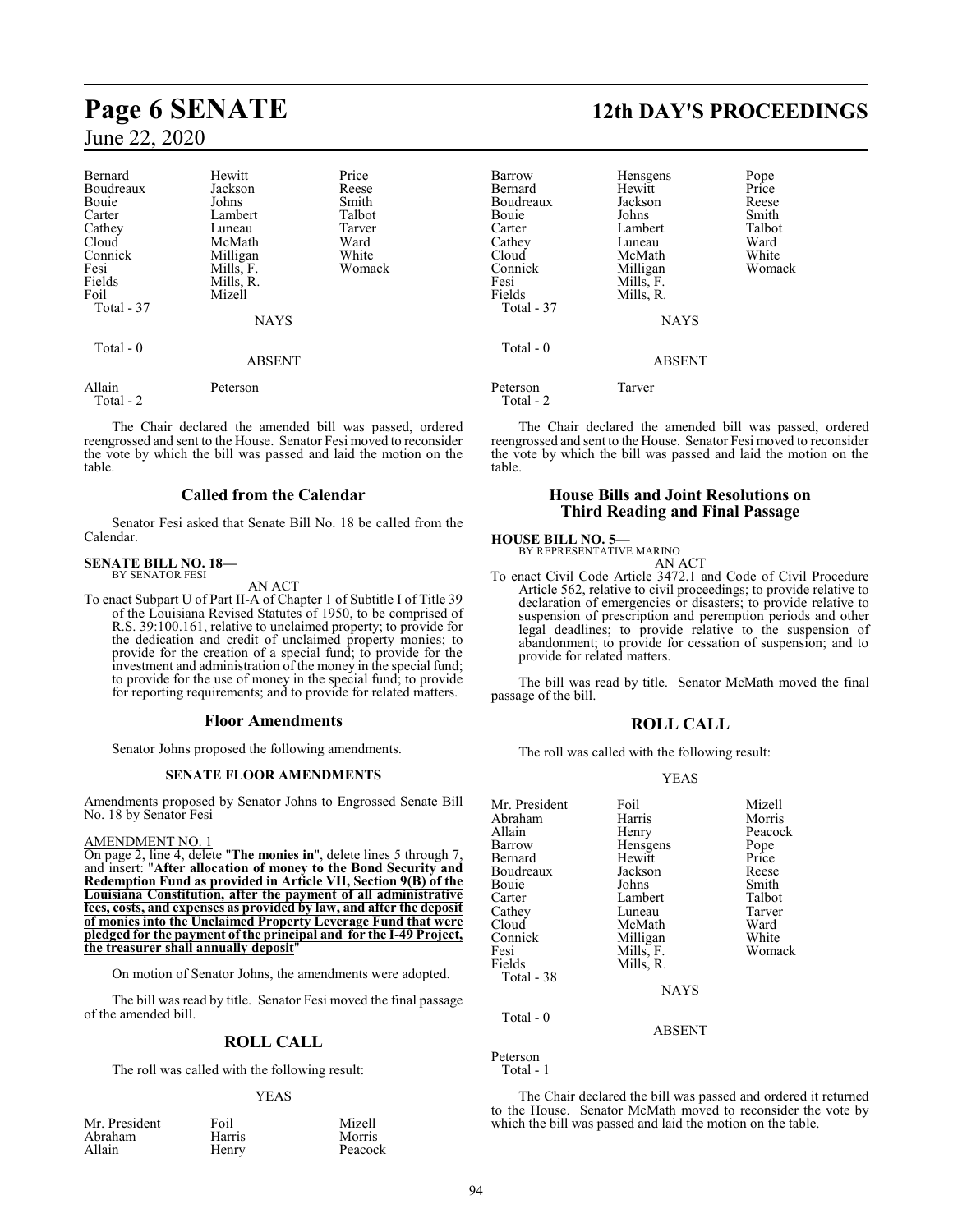| | | |
|---|---|---|
| Bernard | Hewitt | Price |
| Boudreaux | Jackson | Reese |
| Bouie | Johns | Smith |
| Carter | Lambert | Talbot |
| Cathey | Luneau | Tarver |
| Cloud | McMath | Ward |
| Connick | Milligan | White |
| Fesi | Mills, F. | Womack |
| Fields | Mills, R. | |
| Foil | Mizell | |
| Total - 37 | | |

NAYS

Total - 0

ABSENT

| | |
|---|---|
| Allain | Peterson |
| Total - 2 | |

The Chair declared the amended bill was passed, ordered reengrossed and sent to the House. Senator Fesi moved to reconsider the vote by which the bill was passed and laid the motion on the table.

## Called from the Calendar

Senator Fesi asked that Senate Bill No. 18 be called from the Calendar.

**SENATE BILL NO. 18—**
BY SENATOR FESI

AN ACT

To enact Subpart U of Part II-A of Chapter 1 of Subtitle I of Title 39 of the Louisiana Revised Statutes of 1950, to be comprised of R.S. 39:100.161, relative to unclaimed property; to provide for the dedication and credit of unclaimed property monies; to provide for the creation of a special fund; to provide for the investment and administration of the money in the special fund; to provide for the use of money in the special fund; to provide for reporting requirements; and to provide for related matters.

## Floor Amendments

Senator Johns proposed the following amendments.

### SENATE FLOOR AMENDMENTS

Amendments proposed by Senator Johns to Engrossed Senate Bill No. 18 by Senator Fesi

AMENDMENT NO. 1

On page 2, line 4, delete "**The monies in**", delete lines 5 through 7, and insert: "**After allocation of money to the Bond Security and Redemption Fund as provided in Article VII, Section 9(B) of the Louisiana Constitution, after the payment of all administrative fees, costs, and expenses as provided by law, and after the deposit of monies into the Unclaimed Property Leverage Fund that were pledged for the payment of the principal and for the I-49 Project, the treasurer shall annually deposit**"

On motion of Senator Johns, the amendments were adopted.

The bill was read by title. Senator Fesi moved the final passage of the amended bill.

## ROLL CALL

The roll was called with the following result:

YEAS

| | | |
|---|---|---|
| Mr. President | Foil | Mizell |
| Abraham | Harris | Morris |
| Allain | Henry | Peacock |
| Barrow | Hensgens | Pope |
| Bernard | Hewitt | Price |
| Boudreaux | Jackson | Reese |
| Bouie | Johns | Smith |
| Carter | Lambert | Talbot |
| Cathey | Luneau | Ward |
| Cloud | McMath | White |
| Connick | Milligan | Womack |
| Fesi | Mills, F. | |
| Fields | Mills, R. | |
| Total - 37 | | |

NAYS

Total - 0

ABSENT

| | |
|---|---|
| Peterson | Tarver |
| Total - 2 | |

The Chair declared the amended bill was passed, ordered reengrossed and sent to the House. Senator Fesi moved to reconsider the vote by which the bill was passed and laid the motion on the table.

## House Bills and Joint Resolutions on Third Reading and Final Passage

**HOUSE BILL NO. 5—**
BY REPRESENTATIVE MARINO

AN ACT

To enact Civil Code Article 3472.1 and Code of Civil Procedure Article 562, relative to civil proceedings; to provide relative to declaration of emergencies or disasters; to provide relative to suspension of prescription and peremption periods and other legal deadlines; to provide relative to the suspension of abandonment; to provide for cessation of suspension; and to provide for related matters.

The bill was read by title. Senator McMath moved the final passage of the bill.

## ROLL CALL

The roll was called with the following result:

YEAS

| | | |
|---|---|---|
| Mr. President | Foil | Mizell |
| Abraham | Harris | Morris |
| Allain | Henry | Peacock |
| Barrow | Hensgens | Pope |
| Bernard | Hewitt | Price |
| Boudreaux | Jackson | Reese |
| Bouie | Johns | Smith |
| Carter | Lambert | Talbot |
| Cathey | Luneau | Tarver |
| Cloud | McMath | Ward |
| Connick | Milligan | White |
| Fesi | Mills, F. | Womack |
| Fields | Mills, R. | |
| Total - 38 | | |

NAYS

Total - 0

ABSENT

Peterson
Total - 1

The Chair declared the bill was passed and ordered it returned to the House. Senator McMath moved to reconsider the vote by which the bill was passed and laid the motion on the table.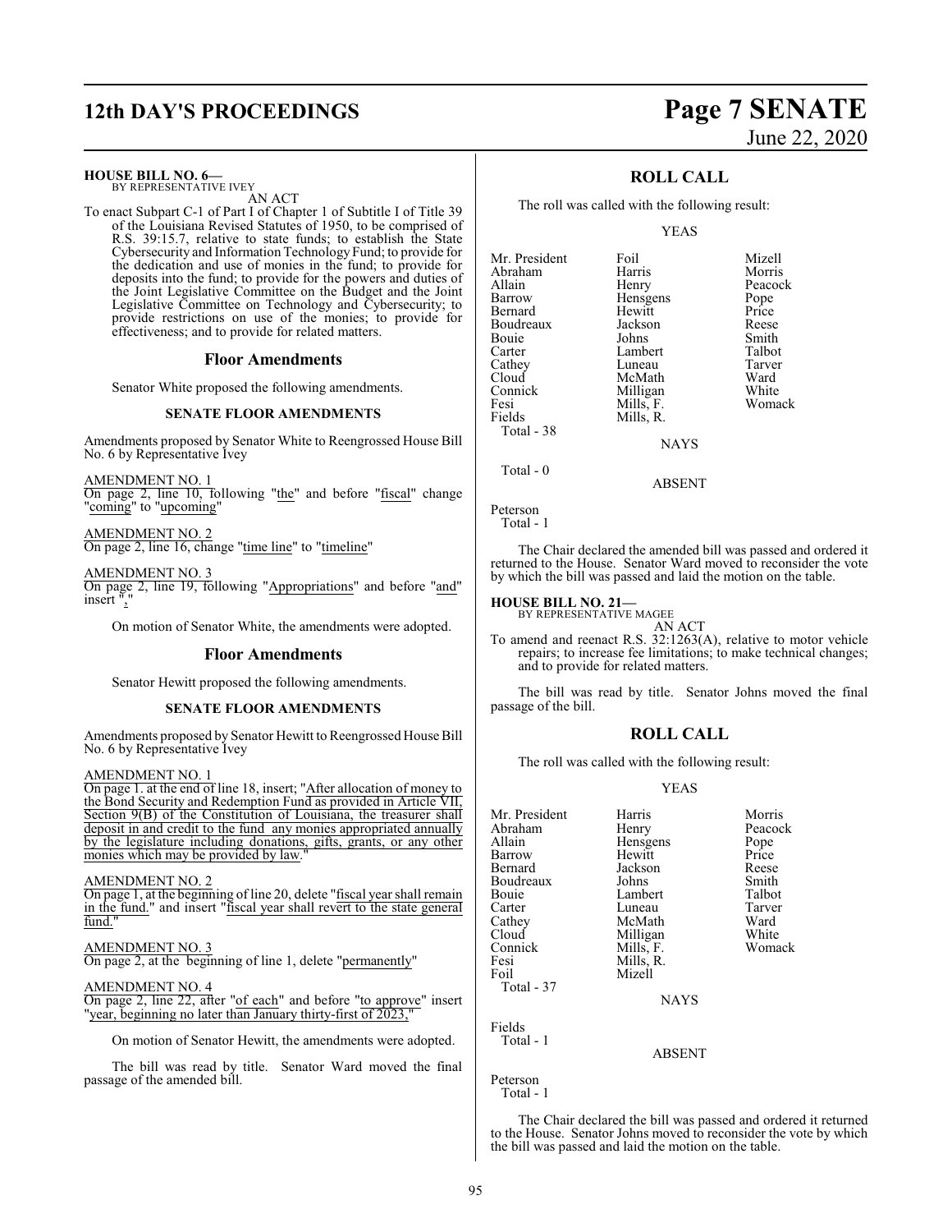**HOUSE BILL NO. 6—**
BY REPRESENTATIVE IVEY

AN ACT

To enact Subpart C-1 of Part I of Chapter 1 of Subtitle I of Title 39 of the Louisiana Revised Statutes of 1950, to be comprised of R.S. 39:15.7, relative to state funds; to establish the State Cybersecurity and Information Technology Fund; to provide for the dedication and use of monies in the fund; to provide for deposits into the fund; to provide for the powers and duties of the Joint Legislative Committee on the Budget and the Joint Legislative Committee on Technology and Cybersecurity; to provide restrictions on use of the monies; to provide for effectiveness; and to provide for related matters.

## Floor Amendments

Senator White proposed the following amendments.

### SENATE FLOOR AMENDMENTS

Amendments proposed by Senator White to Reengrossed House Bill No. 6 by Representative Ivey

AMENDMENT NO. 1
On page 2, line 10, following "the" and before "fiscal" change "coming" to "upcoming"

AMENDMENT NO. 2
On page 2, line 16, change "time line" to "timeline"

AMENDMENT NO. 3
On page 2, line 19, following "Appropriations" and before "and" insert ","

On motion of Senator White, the amendments were adopted.

## Floor Amendments

Senator Hewitt proposed the following amendments.

### SENATE FLOOR AMENDMENTS

Amendments proposed by Senator Hewitt to Reengrossed House Bill No. 6 by Representative Ivey

AMENDMENT NO. 1
On page 1. at the end of line 18, insert; "After allocation of money to the Bond Security and Redemption Fund as provided in Article VII, Section 9(B) of the Constitution of Louisiana, the treasurer shall deposit in and credit to the fund any monies appropriated annually by the legislature including donations, gifts, grants, or any other monies which may be provided by law."

AMENDMENT NO. 2
On page 1, at the beginning of line 20, delete "fiscal year shall remain in the fund." and insert "fiscal year shall revert to the state general fund."

AMENDMENT NO. 3
On page 2, at the beginning of line 1, delete "permanently"

AMENDMENT NO. 4
On page 2, line 22, after "of each" and before "to approve" insert "year, beginning no later than January thirty-first of 2023,"

On motion of Senator Hewitt, the amendments were adopted.

The bill was read by title. Senator Ward moved the final passage of the amended bill.

## ROLL CALL

The roll was called with the following result:

YEAS

| | | |
|---|---|---|
| Mr. President | Foil | Mizell |
| Abraham | Harris | Morris |
| Allain | Henry | Peacock |
| Barrow | Hensgens | Pope |
| Bernard | Hewitt | Price |
| Boudreaux | Jackson | Reese |
| Bouie | Johns | Smith |
| Carter | Lambert | Talbot |
| Cathey | Luneau | Tarver |
| Cloud | McMath | Ward |
| Connick | Milligan | White |
| Fesi | Mills, F. | Womack |
| Fields | Mills, R. | |

Total - 38

NAYS

Total - 0

ABSENT

Peterson

Total - 1

The Chair declared the amended bill was passed and ordered it returned to the House. Senator Ward moved to reconsider the vote by which the bill was passed and laid the motion on the table.

**HOUSE BILL NO. 21—**
BY REPRESENTATIVE MAGEE

AN ACT

To amend and reenact R.S. 32:1263(A), relative to motor vehicle repairs; to increase fee limitations; to make technical changes; and to provide for related matters.

The bill was read by title. Senator Johns moved the final passage of the bill.

## ROLL CALL

The roll was called with the following result:

YEAS

| | | |
|---|---|---|
| Mr. President | Harris | Morris |
| Abraham | Henry | Peacock |
| Allain | Hensgens | Pope |
| Barrow | Hewitt | Price |
| Bernard | Jackson | Reese |
| Boudreaux | Johns | Smith |
| Bouie | Lambert | Talbot |
| Carter | Luneau | Tarver |
| Cathey | McMath | Ward |
| Cloud | Milligan | White |
| Connick | Mills, F. | Womack |
| Fesi | Mills, R. | |
| Foil | Mizell | |

Total - 37

NAYS

Fields

Total - 1

ABSENT

Peterson

Total - 1

The Chair declared the bill was passed and ordered it returned to the House. Senator Johns moved to reconsider the vote by which the bill was passed and laid the motion on the table.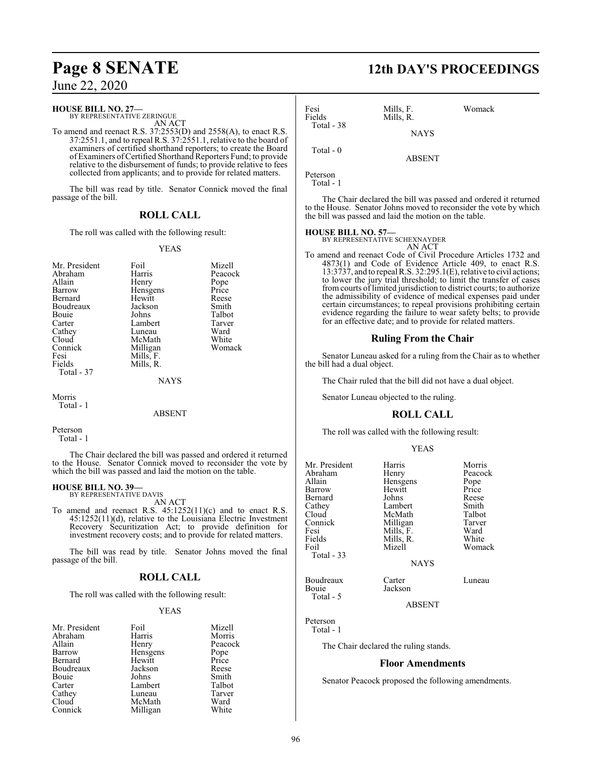**HOUSE BILL NO. 27—**
BY REPRESENTATIVE ZERINGUE

AN ACT

To amend and reenact R.S. 37:2553(D) and 2558(A), to enact R.S. 37:2551.1, and to repeal R.S. 37:2551.1, relative to the board of examiners of certified shorthand reporters; to create the Board of Examiners of Certified Shorthand Reporters Fund; to provide relative to the disbursement of funds; to provide relative to fees collected from applicants; and to provide for related matters.

The bill was read by title. Senator Connick moved the final passage of the bill.

## ROLL CALL

The roll was called with the following result:

YEAS

| | | |
|---|---|---|
| Mr. President | Foil | Mizell |
| Abraham | Harris | Peacock |
| Allain | Henry | Pope |
| Barrow | Hensgens | Price |
| Bernard | Hewitt | Reese |
| Boudreaux | Jackson | Smith |
| Bouie | Johns | Talbot |
| Carter | Lambert | Tarver |
| Cathey | Luneau | Ward |
| Cloud | McMath | White |
| Connick | Milligan | Womack |
| Fesi | Mills, F. | |
| Fields | Mills, R. | |
| Total - 37 | | |

NAYS

Morris
Total - 1

ABSENT

Peterson
Total - 1

The Chair declared the bill was passed and ordered it returned to the House. Senator Connick moved to reconsider the vote by which the bill was passed and laid the motion on the table.

**HOUSE BILL NO. 39—**
BY REPRESENTATIVE DAVIS

AN ACT

To amend and reenact R.S. 45:1252(11)(c) and to enact R.S. 45:1252(11)(d), relative to the Louisiana Electric Investment Recovery Securitization Act; to provide definition for investment recovery costs; and to provide for related matters.

The bill was read by title. Senator Johns moved the final passage of the bill.

## ROLL CALL

The roll was called with the following result:

YEAS

| | | |
|---|---|---|
| Mr. President | Foil | Mizell |
| Abraham | Harris | Morris |
| Allain | Henry | Peacock |
| Barrow | Hensgens | Pope |
| Bernard | Hewitt | Price |
| Boudreaux | Jackson | Reese |
| Bouie | Johns | Smith |
| Carter | Lambert | Talbot |
| Cathey | Luneau | Tarver |
| Cloud | McMath | Ward |
| Connick | Milligan | White |
| Fesi | Mills, F. | Womack |
| Fields | Mills, R. | |
| Total - 38 | | |

NAYS

Total - 0

ABSENT

Peterson
Total - 1

The Chair declared the bill was passed and ordered it returned to the House. Senator Johns moved to reconsider the vote by which the bill was passed and laid the motion on the table.

**HOUSE BILL NO. 57—**
BY REPRESENTATIVE SCHEXNAYDER

AN ACT

To amend and reenact Code of Civil Procedure Articles 1732 and 4873(1) and Code of Evidence Article 409, to enact R.S. 13:3737, and to repeal R.S. 32:295.1(E), relative to civil actions; to lower the jury trial threshold; to limit the transfer of cases from courts of limited jurisdiction to district courts; to authorize the admissibility of evidence of medical expenses paid under certain circumstances; to repeal provisions prohibiting certain evidence regarding the failure to wear safety belts; to provide for an effective date; and to provide for related matters.

## Ruling From the Chair

Senator Luneau asked for a ruling from the Chair as to whether the bill had a dual object.

The Chair ruled that the bill did not have a dual object.

Senator Luneau objected to the ruling.

## ROLL CALL

The roll was called with the following result:

YEAS

| | | |
|---|---|---|
| Mr. President | Harris | Morris |
| Abraham | Henry | Peacock |
| Allain | Hensgens | Pope |
| Barrow | Hewitt | Price |
| Bernard | Johns | Reese |
| Cathey | Lambert | Smith |
| Cloud | McMath | Talbot |
| Connick | Milligan | Tarver |
| Fesi | Mills, F. | Ward |
| Fields | Mills, R. | White |
| Foil | Mizell | Womack |
| Total - 33 | | |

NAYS

| | | |
|---|---|---|
| Boudreaux | Carter | Luneau |
| Bouie | Jackson | |
| Total - 5 | | |

ABSENT

Peterson
Total - 1

The Chair declared the ruling stands.

## Floor Amendments

Senator Peacock proposed the following amendments.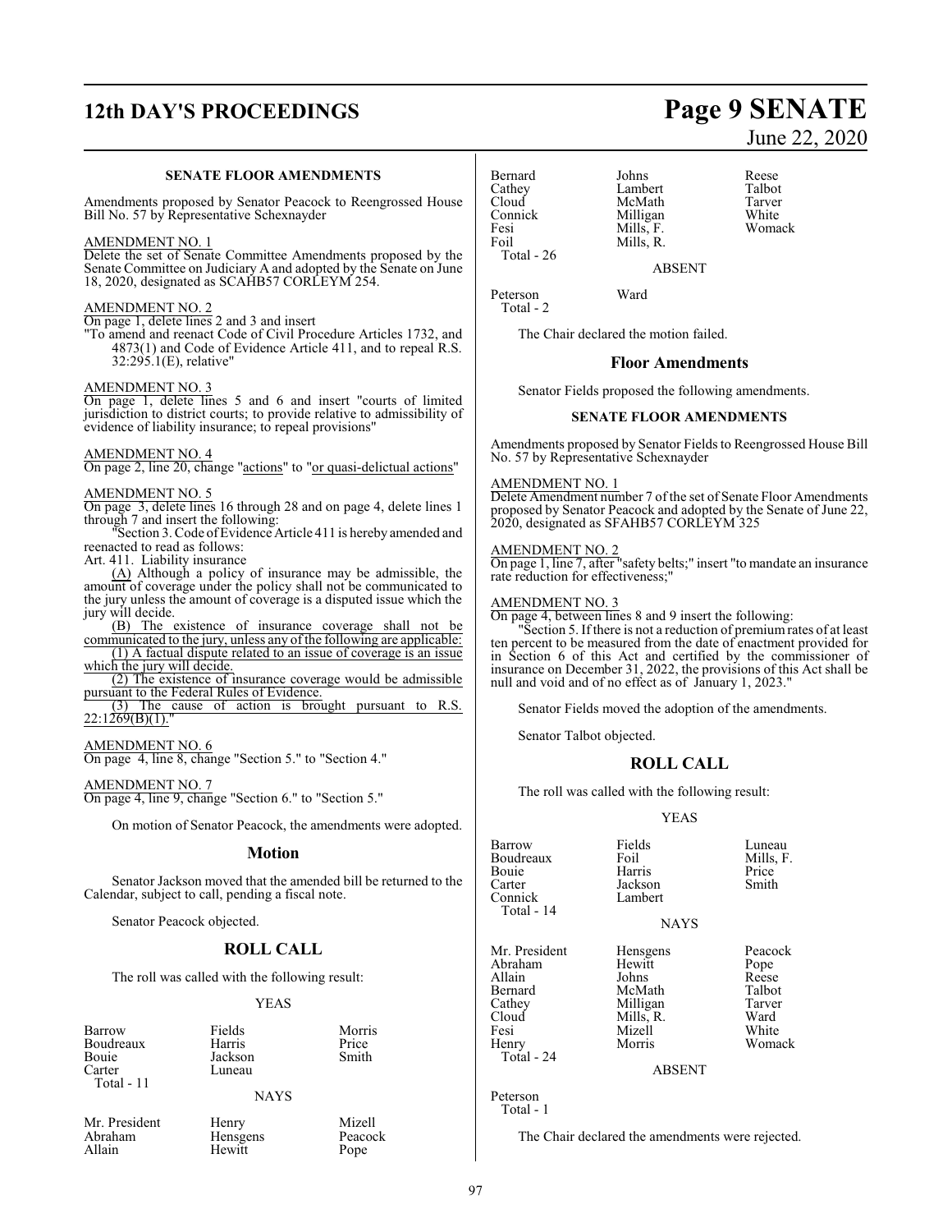### SENATE FLOOR AMENDMENTS

Amendments proposed by Senator Peacock to Reengrossed House Bill No. 57 by Representative Schexnayder

AMENDMENT NO. 1

Delete the set of Senate Committee Amendments proposed by the Senate Committee on Judiciary A and adopted by the Senate on June 18, 2020, designated as SCAHB57 CORLEYM 254.

AMENDMENT NO. 2

On page 1, delete lines 2 and 3 and insert

"To amend and reenact Code of Civil Procedure Articles 1732, and 4873(1) and Code of Evidence Article 411, and to repeal R.S. 32:295.1(E), relative"

AMENDMENT NO. 3

On page 1, delete lines 5 and 6 and insert "courts of limited jurisdiction to district courts; to provide relative to admissibility of evidence of liability insurance; to repeal provisions"

AMENDMENT NO. 4

On page 2, line 20, change "actions" to "or quasi-delictual actions"

AMENDMENT NO. 5

On page 3, delete lines 16 through 28 and on page 4, delete lines 1 through 7 and insert the following:

"Section 3. Code of Evidence Article 411 is hereby amended and reenacted to read as follows:

Art. 411. Liability insurance

(A) Although a policy of insurance may be admissible, the amount of coverage under the policy shall not be communicated to the jury unless the amount of coverage is a disputed issue which the jury will decide.

(B) The existence of insurance coverage shall not be communicated to the jury, unless any of the following are applicable:

(1) A factual dispute related to an issue of coverage is an issue which the jury will decide.

(2) The existence of insurance coverage would be admissible pursuant to the Federal Rules of Evidence.

(3) The cause of action is brought pursuant to R.S. 22:1269(B)(1)."

AMENDMENT NO. 6

On page 4, line 8, change "Section 5." to "Section 4."

AMENDMENT NO. 7

On page 4, line 9, change "Section 6." to "Section 5."

On motion of Senator Peacock, the amendments were adopted.

## Motion

Senator Jackson moved that the amended bill be returned to the Calendar, subject to call, pending a fiscal note.

Senator Peacock objected.

## ROLL CALL

The roll was called with the following result:

YEAS

| | | |
|---|---|---|
| Barrow | Fields | Morris |
| Boudreaux | Harris | Price |
| Bouie | Jackson | Smith |
| Carter | Luneau | |
| Total - 11 | | |

NAYS

| | | |
|---|---|---|
| Mr. President | Henry | Mizell |
| Abraham | Hensgens | Peacock |
| Allain | Hewitt | Pope |
| Bernard | Johns | Reese |
| Cathey | Lambert | Talbot |
| Cloud | McMath | Tarver |
| Connick | Milligan | White |
| Fesi | Mills, F. | Womack |
| Foil | Mills, R. | |
| Total - 26 | | |

ABSENT

| | |
|---|---|
| Peterson | Ward |
| Total - 2 | |

The Chair declared the motion failed.

## Floor Amendments

Senator Fields proposed the following amendments.

### SENATE FLOOR AMENDMENTS

Amendments proposed by Senator Fields to Reengrossed House Bill No. 57 by Representative Schexnayder

AMENDMENT NO. 1

Delete Amendment number 7 of the set of Senate Floor Amendments proposed by Senator Peacock and adopted by the Senate of June 22, 2020, designated as SFAHB57 CORLEYM 325

AMENDMENT NO. 2

On page 1, line 7, after "safety belts;" insert "to mandate an insurance rate reduction for effectiveness;"

AMENDMENT NO. 3

On page 4, between lines 8 and 9 insert the following:

"Section 5. If there is not a reduction of premium rates of at least ten percent to be measured from the date of enactment provided for in Section 6 of this Act and certified by the commissioner of insurance on December 31, 2022, the provisions of this Act shall be null and void and of no effect as of January 1, 2023."

Senator Fields moved the adoption of the amendments.

Senator Talbot objected.

## ROLL CALL

The roll was called with the following result:

YEAS

| | | |
|---|---|---|
| Barrow | Fields | Luneau |
| Boudreaux | Foil | Mills, F. |
| Bouie | Harris | Price |
| Carter | Jackson | Smith |
| Connick | Lambert | |
| Total - 14 | | |

NAYS

| | | |
|---|---|---|
| Mr. President | Hensgens | Peacock |
| Abraham | Hewitt | Pope |
| Allain | Johns | Reese |
| Bernard | McMath | Talbot |
| Cathey | Milligan | Tarver |
| Cloud | Mills, R. | Ward |
| Fesi | Mizell | White |
| Henry | Morris | Womack |
| Total - 24 | | |

ABSENT

| |
|---|
| Peterson |
| Total - 1 |

The Chair declared the amendments were rejected.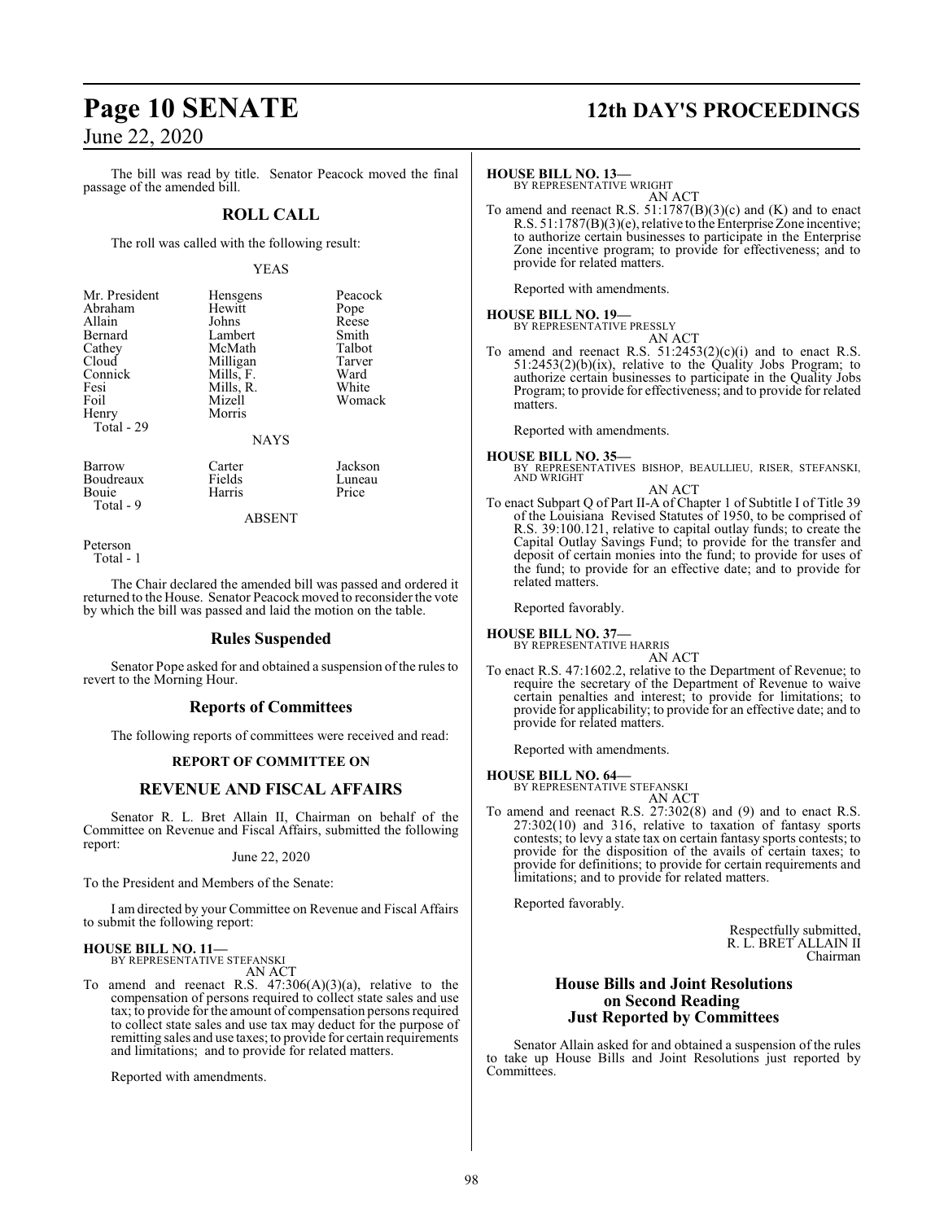The bill was read by title. Senator Peacock moved the final passage of the amended bill.

## ROLL CALL

The roll was called with the following result:

YEAS

| | | |
|---|---|---|
| Mr. President | Hensgens | Peacock |
| Abraham | Hewitt | Pope |
| Allain | Johns | Reese |
| Bernard | Lambert | Smith |
| Cathey | McMath | Talbot |
| Cloud | Milligan | Tarver |
| Connick | Mills, F. | Ward |
| Fesi | Mills, R. | White |
| Foil | Mizell | Womack |
| Henry | Morris | |

Total - 29

NAYS

| | | |
|---|---|---|
| Barrow | Carter | Jackson |
| Boudreaux | Fields | Luneau |
| Bouie | Harris | Price |

Total - 9

ABSENT

Peterson

Total - 1

The Chair declared the amended bill was passed and ordered it returned to the House. Senator Peacock moved to reconsider the vote by which the bill was passed and laid the motion on the table.

## Rules Suspended

Senator Pope asked for and obtained a suspension of the rules to revert to the Morning Hour.

## Reports of Committees

The following reports of committees were received and read:

### REPORT OF COMMITTEE ON

## REVENUE AND FISCAL AFFAIRS

Senator R. L. Bret Allain II, Chairman on behalf of the Committee on Revenue and Fiscal Affairs, submitted the following report:

June 22, 2020

To the President and Members of the Senate:

I am directed by your Committee on Revenue and Fiscal Affairs to submit the following report:

**HOUSE BILL NO. 11—**
BY REPRESENTATIVE STEFANSKI
AN ACT

To amend and reenact R.S. 47:306(A)(3)(a), relative to the compensation of persons required to collect state sales and use tax; to provide for the amount of compensation persons required to collect state sales and use tax may deduct for the purpose of remitting sales and use taxes; to provide for certain requirements and limitations; and to provide for related matters.

Reported with amendments.

**HOUSE BILL NO. 13—**
BY REPRESENTATIVE WRIGHT
AN ACT

To amend and reenact R.S. 51:1787(B)(3)(c) and (K) and to enact R.S. 51:1787(B)(3)(e), relative to the Enterprise Zone incentive; to authorize certain businesses to participate in the Enterprise Zone incentive program; to provide for effectiveness; and to provide for related matters.

Reported with amendments.

**HOUSE BILL NO. 19—**
BY REPRESENTATIVE PRESSLY
AN ACT

To amend and reenact R.S. 51:2453(2)(c)(i) and to enact R.S. 51:2453(2)(b)(ix), relative to the Quality Jobs Program; to authorize certain businesses to participate in the Quality Jobs Program; to provide for effectiveness; and to provide for related matters.

Reported with amendments.

**HOUSE BILL NO. 35—**
BY REPRESENTATIVES BISHOP, BEAULLIEU, RISER, STEFANSKI, AND WRIGHT
AN ACT

To enact Subpart Q of Part II-A of Chapter 1 of Subtitle I of Title 39 of the Louisiana Revised Statutes of 1950, to be comprised of R.S. 39:100.121, relative to capital outlay funds; to create the Capital Outlay Savings Fund; to provide for the transfer and deposit of certain monies into the fund; to provide for uses of the fund; to provide for an effective date; and to provide for related matters.

Reported favorably.

**HOUSE BILL NO. 37—**
BY REPRESENTATIVE HARRIS
AN ACT

To enact R.S. 47:1602.2, relative to the Department of Revenue; to require the secretary of the Department of Revenue to waive certain penalties and interest; to provide for limitations; to provide for applicability; to provide for an effective date; and to provide for related matters.

Reported with amendments.

**HOUSE BILL NO. 64—**
BY REPRESENTATIVE STEFANSKI
AN ACT

To amend and reenact R.S. 27:302(8) and (9) and to enact R.S. 27:302(10) and 316, relative to taxation of fantasy sports contests; to levy a state tax on certain fantasy sports contests; to provide for the disposition of the avails of certain taxes; to provide for definitions; to provide for certain requirements and limitations; and to provide for related matters.

Reported favorably.

Respectfully submitted,
R. L. BRET ALLAIN II
Chairman

## House Bills and Joint Resolutions on Second Reading Just Reported by Committees

Senator Allain asked for and obtained a suspension of the rules to take up House Bills and Joint Resolutions just reported by Committees.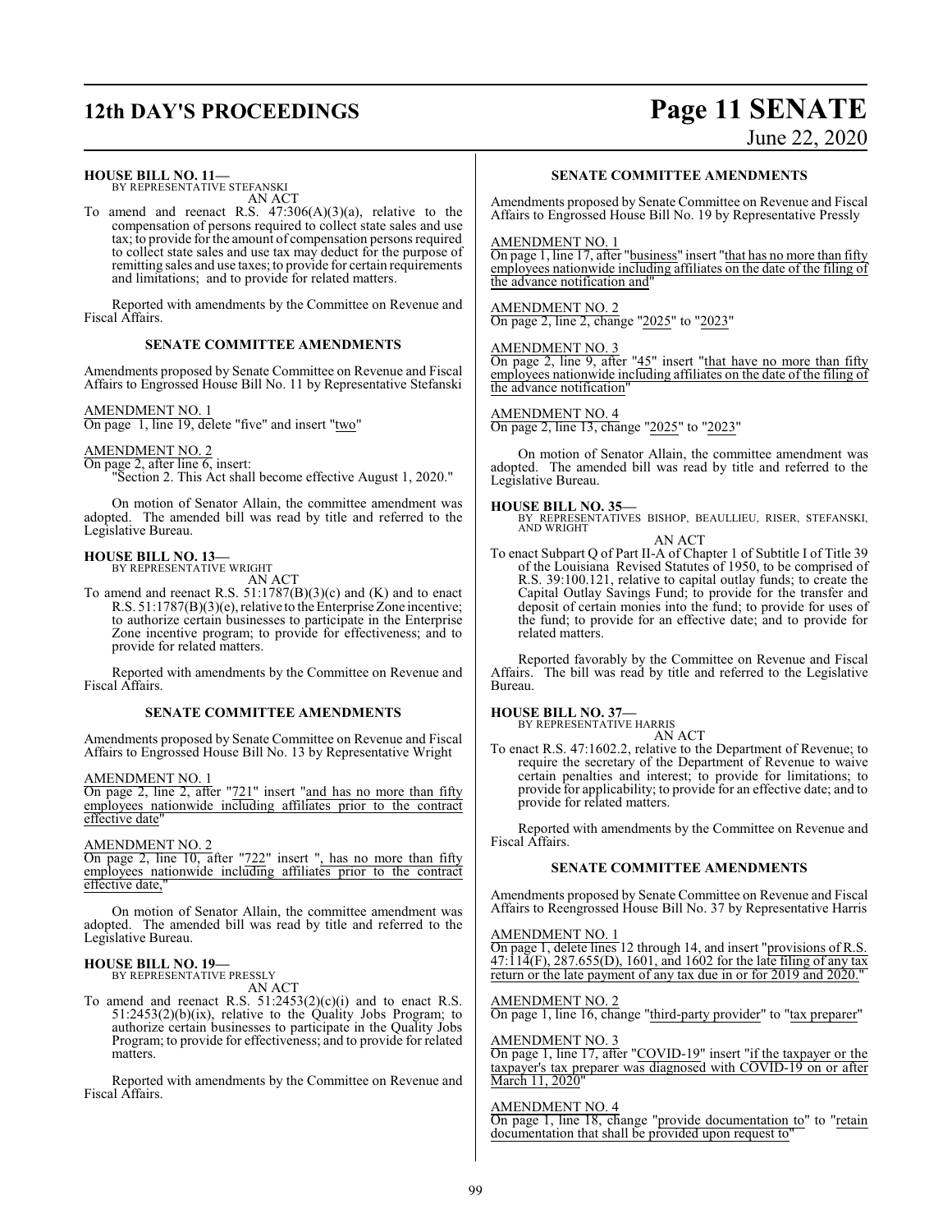**HOUSE BILL NO. 11—**
BY REPRESENTATIVE STEFANSKI
AN ACT

To amend and reenact R.S. 47:306(A)(3)(a), relative to the compensation of persons required to collect state sales and use tax; to provide for the amount of compensation persons required to collect state sales and use tax may deduct for the purpose of remitting sales and use taxes; to provide for certain requirements and limitations; and to provide for related matters.

Reported with amendments by the Committee on Revenue and Fiscal Affairs.

### SENATE COMMITTEE AMENDMENTS

Amendments proposed by Senate Committee on Revenue and Fiscal Affairs to Engrossed House Bill No. 11 by Representative Stefanski

AMENDMENT NO. 1
On page 1, line 19, delete "five" and insert "two"

AMENDMENT NO. 2
On page 2, after line 6, insert:
"Section 2. This Act shall become effective August 1, 2020."

On motion of Senator Allain, the committee amendment was adopted. The amended bill was read by title and referred to the Legislative Bureau.

**HOUSE BILL NO. 13—**
BY REPRESENTATIVE WRIGHT
AN ACT

To amend and reenact R.S. 51:1787(B)(3)(c) and (K) and to enact R.S. 51:1787(B)(3)(e), relative to the Enterprise Zone incentive; to authorize certain businesses to participate in the Enterprise Zone incentive program; to provide for effectiveness; and to provide for related matters.

Reported with amendments by the Committee on Revenue and Fiscal Affairs.

### SENATE COMMITTEE AMENDMENTS

Amendments proposed by Senate Committee on Revenue and Fiscal Affairs to Engrossed House Bill No. 13 by Representative Wright

AMENDMENT NO. 1
On page 2, line 2, after "721" insert "and has no more than fifty employees nationwide including affiliates prior to the contract effective date"

AMENDMENT NO. 2
On page 2, line 10, after "722" insert ", has no more than fifty employees nationwide including affiliates prior to the contract effective date,"

On motion of Senator Allain, the committee amendment was adopted. The amended bill was read by title and referred to the Legislative Bureau.

**HOUSE BILL NO. 19—**
BY REPRESENTATIVE PRESSLY
AN ACT

To amend and reenact R.S. 51:2453(2)(c)(i) and to enact R.S. 51:2453(2)(b)(ix), relative to the Quality Jobs Program; to authorize certain businesses to participate in the Quality Jobs Program; to provide for effectiveness; and to provide for related matters.

Reported with amendments by the Committee on Revenue and Fiscal Affairs.

### SENATE COMMITTEE AMENDMENTS

Amendments proposed by Senate Committee on Revenue and Fiscal Affairs to Engrossed House Bill No. 19 by Representative Pressly

AMENDMENT NO. 1
On page 1, line 17, after "business" insert "that has no more than fifty employees nationwide including affiliates on the date of the filing of the advance notification and"

AMENDMENT NO. 2
On page 2, line 2, change "2025" to "2023"

AMENDMENT NO. 3
On page 2, line 9, after "45" insert "that have no more than fifty employees nationwide including affiliates on the date of the filing of the advance notification"

AMENDMENT NO. 4
On page 2, line 13, change "2025" to "2023"

On motion of Senator Allain, the committee amendment was adopted. The amended bill was read by title and referred to the Legislative Bureau.

**HOUSE BILL NO. 35—**
BY REPRESENTATIVES BISHOP, BEAULLIEU, RISER, STEFANSKI, AND WRIGHT
AN ACT

To enact Subpart Q of Part II-A of Chapter 1 of Subtitle I of Title 39 of the Louisiana Revised Statutes of 1950, to be comprised of R.S. 39:100.121, relative to capital outlay funds; to create the Capital Outlay Savings Fund; to provide for the transfer and deposit of certain monies into the fund; to provide for uses of the fund; to provide for an effective date; and to provide for related matters.

Reported favorably by the Committee on Revenue and Fiscal Affairs. The bill was read by title and referred to the Legislative Bureau.

**HOUSE BILL NO. 37—**
BY REPRESENTATIVE HARRIS
AN ACT

To enact R.S. 47:1602.2, relative to the Department of Revenue; to require the secretary of the Department of Revenue to waive certain penalties and interest; to provide for limitations; to provide for applicability; to provide for an effective date; and to provide for related matters.

Reported with amendments by the Committee on Revenue and Fiscal Affairs.

### SENATE COMMITTEE AMENDMENTS

Amendments proposed by Senate Committee on Revenue and Fiscal Affairs to Reengrossed House Bill No. 37 by Representative Harris

AMENDMENT NO. 1
On page 1, delete lines 12 through 14, and insert "provisions of R.S. 47:114(F), 287.655(D), 1601, and 1602 for the late filing of any tax return or the late payment of any tax due in or for 2019 and 2020."

AMENDMENT NO. 2
On page 1, line 16, change "third-party provider" to "tax preparer"

AMENDMENT NO. 3
On page 1, line 17, after "COVID-19" insert "if the taxpayer or the taxpayer's tax preparer was diagnosed with COVID-19 on or after March 11, 2020"

AMENDMENT NO. 4
On page 1, line 18, change "provide documentation to" to "retain documentation that shall be provided upon request to"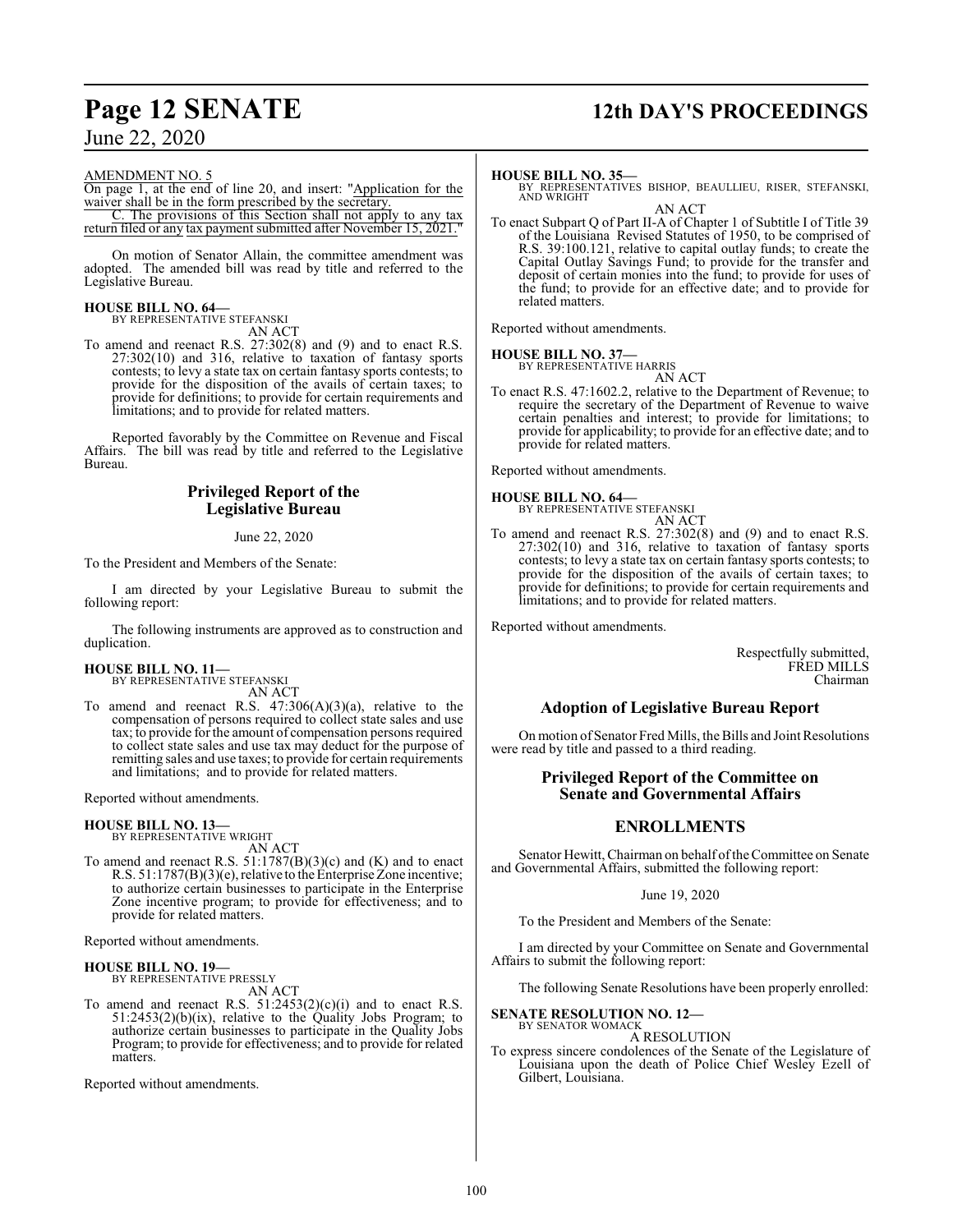AMENDMENT NO. 5

On page 1, at the end of line 20, and insert: "Application for the waiver shall be in the form prescribed by the secretary.

C. The provisions of this Section shall not apply to any tax return filed or any tax payment submitted after November 15, 2021."

On motion of Senator Allain, the committee amendment was adopted. The amended bill was read by title and referred to the Legislative Bureau.

**HOUSE BILL NO. 64—**
BY REPRESENTATIVE STEFANSKI
AN ACT

To amend and reenact R.S. 27:302(8) and (9) and to enact R.S. 27:302(10) and 316, relative to taxation of fantasy sports contests; to levy a state tax on certain fantasy sports contests; to provide for the disposition of the avails of certain taxes; to provide for definitions; to provide for certain requirements and limitations; and to provide for related matters.

Reported favorably by the Committee on Revenue and Fiscal Affairs. The bill was read by title and referred to the Legislative Bureau.

## Privileged Report of the Legislative Bureau

June 22, 2020

To the President and Members of the Senate:

I am directed by your Legislative Bureau to submit the following report:

The following instruments are approved as to construction and duplication.

**HOUSE BILL NO. 11—**
BY REPRESENTATIVE STEFANSKI
AN ACT

To amend and reenact R.S. 47:306(A)(3)(a), relative to the compensation of persons required to collect state sales and use tax; to provide for the amount of compensation persons required to collect state sales and use tax may deduct for the purpose of remitting sales and use taxes; to provide for certain requirements and limitations; and to provide for related matters.

Reported without amendments.

**HOUSE BILL NO. 13—**
BY REPRESENTATIVE WRIGHT
AN ACT

To amend and reenact R.S. 51:1787(B)(3)(c) and (K) and to enact R.S. 51:1787(B)(3)(e), relative to the Enterprise Zone incentive; to authorize certain businesses to participate in the Enterprise Zone incentive program; to provide for effectiveness; and to provide for related matters.

Reported without amendments.

**HOUSE BILL NO. 19—**
BY REPRESENTATIVE PRESSLY
AN ACT

To amend and reenact R.S. 51:2453(2)(c)(i) and to enact R.S. 51:2453(2)(b)(ix), relative to the Quality Jobs Program; to authorize certain businesses to participate in the Quality Jobs Program; to provide for effectiveness; and to provide for related matters.

Reported without amendments.

**HOUSE BILL NO. 35—**
BY REPRESENTATIVES BISHOP, BEAULLIEU, RISER, STEFANSKI, AND WRIGHT
AN ACT

To enact Subpart Q of Part II-A of Chapter 1 of Subtitle I of Title 39 of the Louisiana Revised Statutes of 1950, to be comprised of R.S. 39:100.121, relative to capital outlay funds; to create the Capital Outlay Savings Fund; to provide for the transfer and deposit of certain monies into the fund; to provide for uses of the fund; to provide for an effective date; and to provide for related matters.

Reported without amendments.

**HOUSE BILL NO. 37—**
BY REPRESENTATIVE HARRIS
AN ACT

To enact R.S. 47:1602.2, relative to the Department of Revenue; to require the secretary of the Department of Revenue to waive certain penalties and interest; to provide for limitations; to provide for applicability; to provide for an effective date; and to provide for related matters.

Reported without amendments.

**HOUSE BILL NO. 64—**
BY REPRESENTATIVE STEFANSKI
AN ACT

To amend and reenact R.S. 27:302(8) and (9) and to enact R.S. 27:302(10) and 316, relative to taxation of fantasy sports contests; to levy a state tax on certain fantasy sports contests; to provide for the disposition of the avails of certain taxes; to provide for definitions; to provide for certain requirements and limitations; and to provide for related matters.

Reported without amendments.

Respectfully submitted,
FRED MILLS
Chairman

## Adoption of Legislative Bureau Report

On motion of Senator Fred Mills, the Bills and Joint Resolutions were read by title and passed to a third reading.

## Privileged Report of the Committee on Senate and Governmental Affairs

## ENROLLMENTS

Senator Hewitt, Chairman on behalf of the Committee on Senate and Governmental Affairs, submitted the following report:

June 19, 2020

To the President and Members of the Senate:

I am directed by your Committee on Senate and Governmental Affairs to submit the following report:

The following Senate Resolutions have been properly enrolled:

**SENATE RESOLUTION NO. 12—**
BY SENATOR WOMACK
A RESOLUTION

To express sincere condolences of the Senate of the Legislature of Louisiana upon the death of Police Chief Wesley Ezell of Gilbert, Louisiana.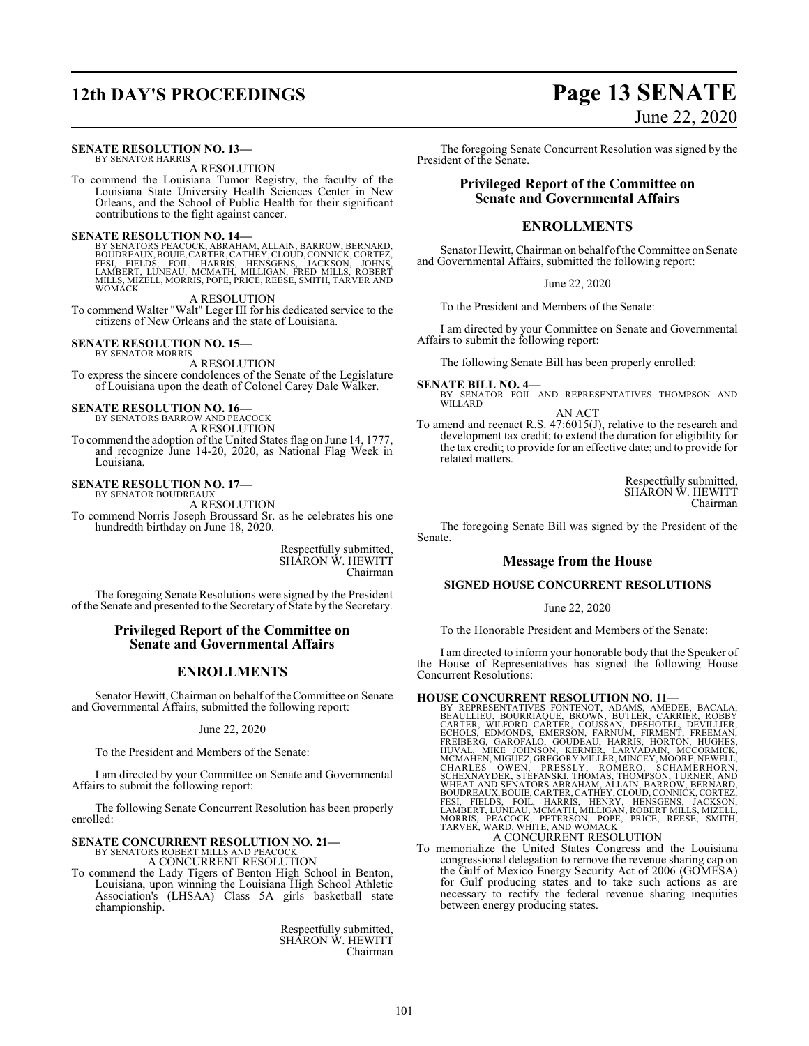**SENATE RESOLUTION NO. 13—**
BY SENATOR HARRIS

A RESOLUTION

To commend the Louisiana Tumor Registry, the faculty of the Louisiana State University Health Sciences Center in New Orleans, and the School of Public Health for their significant contributions to the fight against cancer.

**SENATE RESOLUTION NO. 14—**
BY SENATORS PEACOCK, ABRAHAM, ALLAIN, BARROW, BERNARD, BOUDREAUX, BOUIE, CARTER, CATHEY, CLOUD, CONNICK, CORTEZ, FESI, FIELDS, FOIL, HARRIS, HENSGENS, JACKSON, JOHNS, LAMBERT, LUNEAU, MCMATH, MILLIGAN, FRED MILLS, ROBERT MILLS, MIZELL, MORRIS, POPE, PRICE, REESE, SMITH, TARVER AND WOMACK

A RESOLUTION

To commend Walter "Walt" Leger III for his dedicated service to the citizens of New Orleans and the state of Louisiana.

**SENATE RESOLUTION NO. 15—**
BY SENATOR MORRIS

A RESOLUTION

To express the sincere condolences of the Senate of the Legislature of Louisiana upon the death of Colonel Carey Dale Walker.

**SENATE RESOLUTION NO. 16—**
BY SENATORS BARROW AND PEACOCK

A RESOLUTION

To commend the adoption of the United States flag on June 14, 1777, and recognize June 14-20, 2020, as National Flag Week in Louisiana.

**SENATE RESOLUTION NO. 17—**
BY SENATOR BOUDREAUX

A RESOLUTION

To commend Norris Joseph Broussard Sr. as he celebrates his one hundredth birthday on June 18, 2020.

Respectfully submitted,
SHARON W. HEWITT
Chairman

The foregoing Senate Resolutions were signed by the President of the Senate and presented to the Secretary of State by the Secretary.

## Privileged Report of the Committee on Senate and Governmental Affairs

## ENROLLMENTS

Senator Hewitt, Chairman on behalf of the Committee on Senate and Governmental Affairs, submitted the following report:

June 22, 2020

To the President and Members of the Senate:

I am directed by your Committee on Senate and Governmental Affairs to submit the following report:

The following Senate Concurrent Resolution has been properly enrolled:

**SENATE CONCURRENT RESOLUTION NO. 21—**
BY SENATORS ROBERT MILLS AND PEACOCK

A CONCURRENT RESOLUTION

To commend the Lady Tigers of Benton High School in Benton, Louisiana, upon winning the Louisiana High School Athletic Association's (LHSAA) Class 5A girls basketball state championship.

Respectfully submitted,
SHARON W. HEWITT
Chairman

The foregoing Senate Concurrent Resolution was signed by the President of the Senate.

## Privileged Report of the Committee on Senate and Governmental Affairs

## ENROLLMENTS

Senator Hewitt, Chairman on behalf of the Committee on Senate and Governmental Affairs, submitted the following report:

June 22, 2020

To the President and Members of the Senate:

I am directed by your Committee on Senate and Governmental Affairs to submit the following report:

The following Senate Bill has been properly enrolled:

**SENATE BILL NO. 4—**
BY SENATOR FOIL AND REPRESENTATIVES THOMPSON AND WILLARD

AN ACT

To amend and reenact R.S. 47:6015(J), relative to the research and development tax credit; to extend the duration for eligibility for the tax credit; to provide for an effective date; and to provide for related matters.

Respectfully submitted,
SHARON W. HEWITT
Chairman

The foregoing Senate Bill was signed by the President of the Senate.

## Message from the House

### SIGNED HOUSE CONCURRENT RESOLUTIONS

June 22, 2020

To the Honorable President and Members of the Senate:

I am directed to inform your honorable body that the Speaker of the House of Representatives has signed the following House Concurrent Resolutions:

**HOUSE CONCURRENT RESOLUTION NO. 11—**
BY REPRESENTATIVES FONTENOT, ADAMS, AMEDEE, BACALA, BEAULLIEU, BOURRIAQUE, BROWN, BUTLER, CARRIER, ROBBY CARTER, WILFORD CARTER, COUSSAN, DESHOTEL, DEVILLIER, ECHOLS, EDMONDS, EMERSON, FARNUM, FIRMENT, FREEMAN, FREIBERG, GAROFALO, GOUDEAU, HARRIS, HORTON, HUGHES, HUVAL, MIKE JOHNSON, KERNER, LARVADAIN, MCCORMICK, MCMAHEN, MIGUEZ, GREGORY MILLER, MINCEY, MOORE, NEWELL, CHARLES OWEN, PRESSLY, ROMERO, SCHAMERHORN, SCHEXNAYDER, STEFANSKI, THOMAS, THOMPSON, TURNER, AND WHEAT AND SENATORS ABRAHAM, ALLAIN, BARROW, BERNARD, BOUDREAUX, BOUIE, CARTER, CATHEY, CLOUD, CONNICK, CORTEZ, FESI, FIELDS, FOIL, HARRIS, HENRY, HENSGENS, JACKSON, LAMBERT, LUNEAU, MCMATH, MILLIGAN, ROBERT MILLS, MIZELL, MORRIS, PEACOCK, PETERSON, POPE, PRICE, REESE, SMITH, TARVER, WARD, WHITE, AND WOMACK

A CONCURRENT RESOLUTION

To memorialize the United States Congress and the Louisiana congressional delegation to remove the revenue sharing cap on the Gulf of Mexico Energy Security Act of 2006 (GOMESA) for Gulf producing states and to take such actions as are necessary to rectify the federal revenue sharing inequities between energy producing states.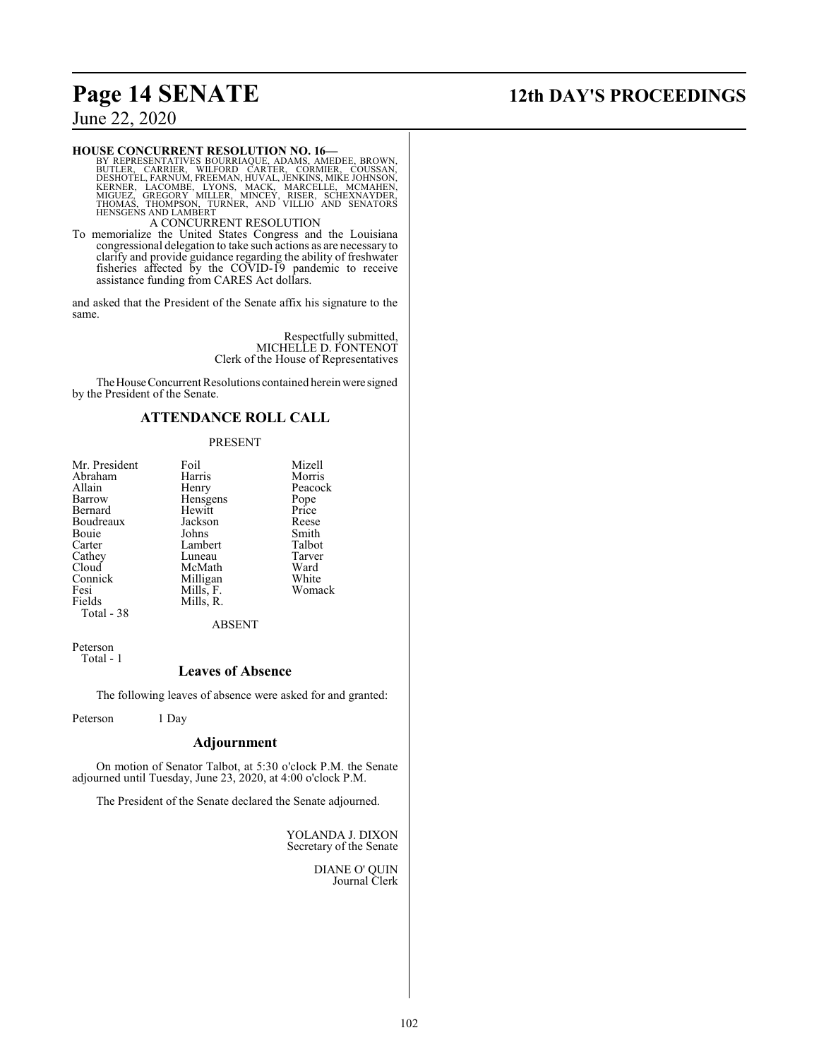**HOUSE CONCURRENT RESOLUTION NO. 16—**

BY REPRESENTATIVES BOURRIAQUE, ADAMS, AMEDEE, BROWN, BUTLER, CARRIER, WILFORD CARTER, CORMIER, COUSSAN, DESHOTEL, FARNUM, FREEMAN, HUVAL, JENKINS, MIKE JOHNSON, KERNER, LACOMBE, LYONS, MACK, MARCELLE, MCMAHEN, MIGUEZ, GREGORY MILLER, MINCEY, RISER, SCHEXNAYDER, THOMAS, THOMPSON, TURNER, AND VILLIO AND SENATORS HENSGENS AND LAMBERT

A CONCURRENT RESOLUTION

To memorialize the United States Congress and the Louisiana congressional delegation to take such actions as are necessary to clarify and provide guidance regarding the ability of freshwater fisheries affected by the COVID-19 pandemic to receive assistance funding from CARES Act dollars.

and asked that the President of the Senate affix his signature to the same.

Respectfully submitted,
MICHELLE D. FONTENOT
Clerk of the House of Representatives

The House Concurrent Resolutions contained herein were signed by the President of the Senate.

## ATTENDANCE ROLL CALL

PRESENT

| | | |
|---|---|---|
| Mr. President | Foil | Mizell |
| Abraham | Harris | Morris |
| Allain | Henry | Peacock |
| Barrow | Hensgens | Pope |
| Bernard | Hewitt | Price |
| Boudreaux | Jackson | Reese |
| Bouie | Johns | Smith |
| Carter | Lambert | Talbot |
| Cathey | Luneau | Tarver |
| Cloud | McMath | Ward |
| Connick | Milligan | White |
| Fesi | Mills, F. | Womack |
| Fields | Mills, R. | |

Total - 38

ABSENT

Peterson

Total - 1

## Leaves of Absence

The following leaves of absence were asked for and granted:

Peterson 1 Day

## Adjournment

On motion of Senator Talbot, at 5:30 o'clock P.M. the Senate adjourned until Tuesday, June 23, 2020, at 4:00 o'clock P.M.

The President of the Senate declared the Senate adjourned.

YOLANDA J. DIXON
Secretary of the Senate

DIANE O' QUIN
Journal Clerk